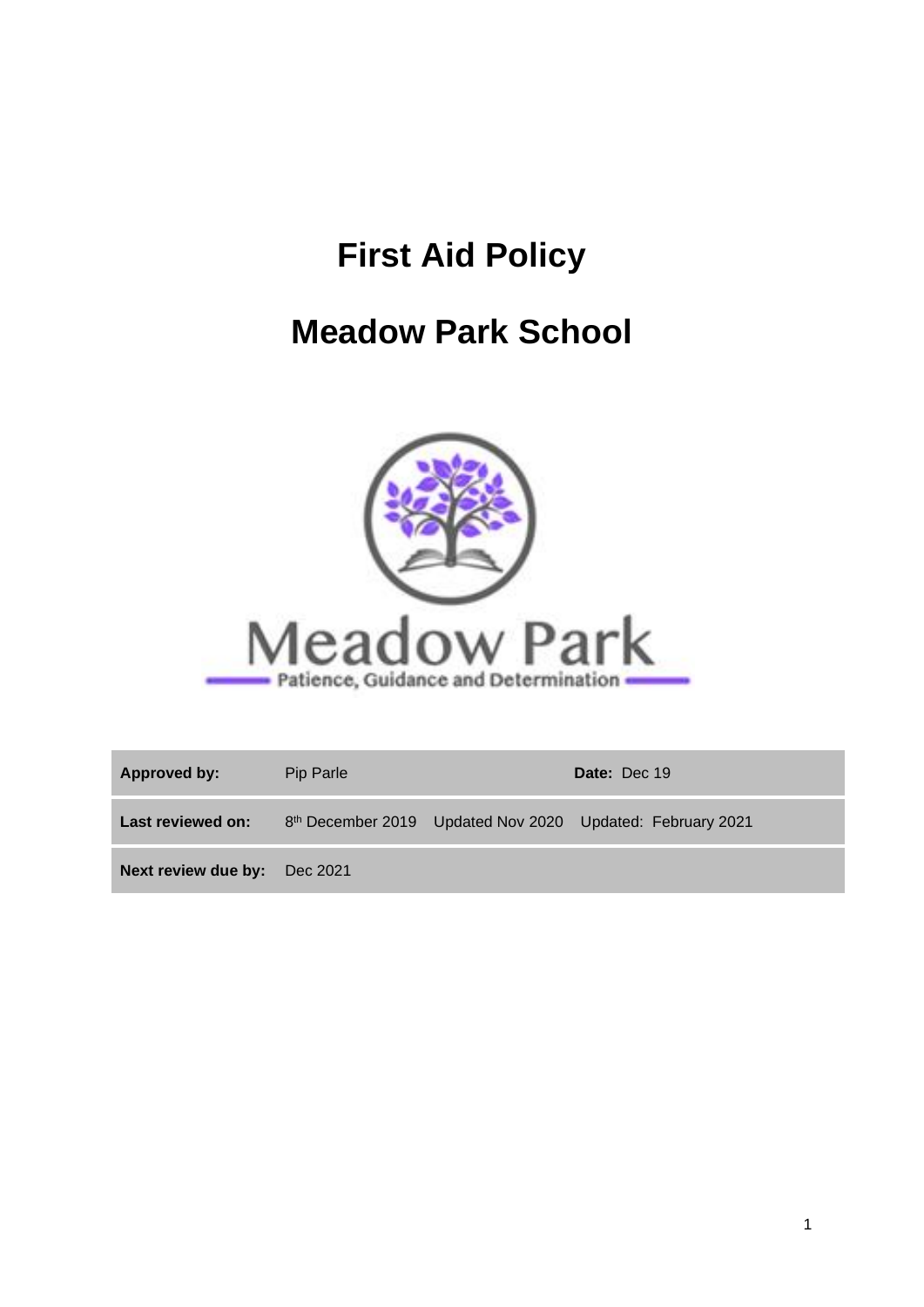# First Aid Policy

# Meadow Park School

| Approved by: | Pip Parle | Date: Dec 19 |
|---|---|---|
| Last reviewed on: | 8th December 2019 Updated Nov 2020 | Updated: February 2021 |
| Next review due by: | Dec 2021 | |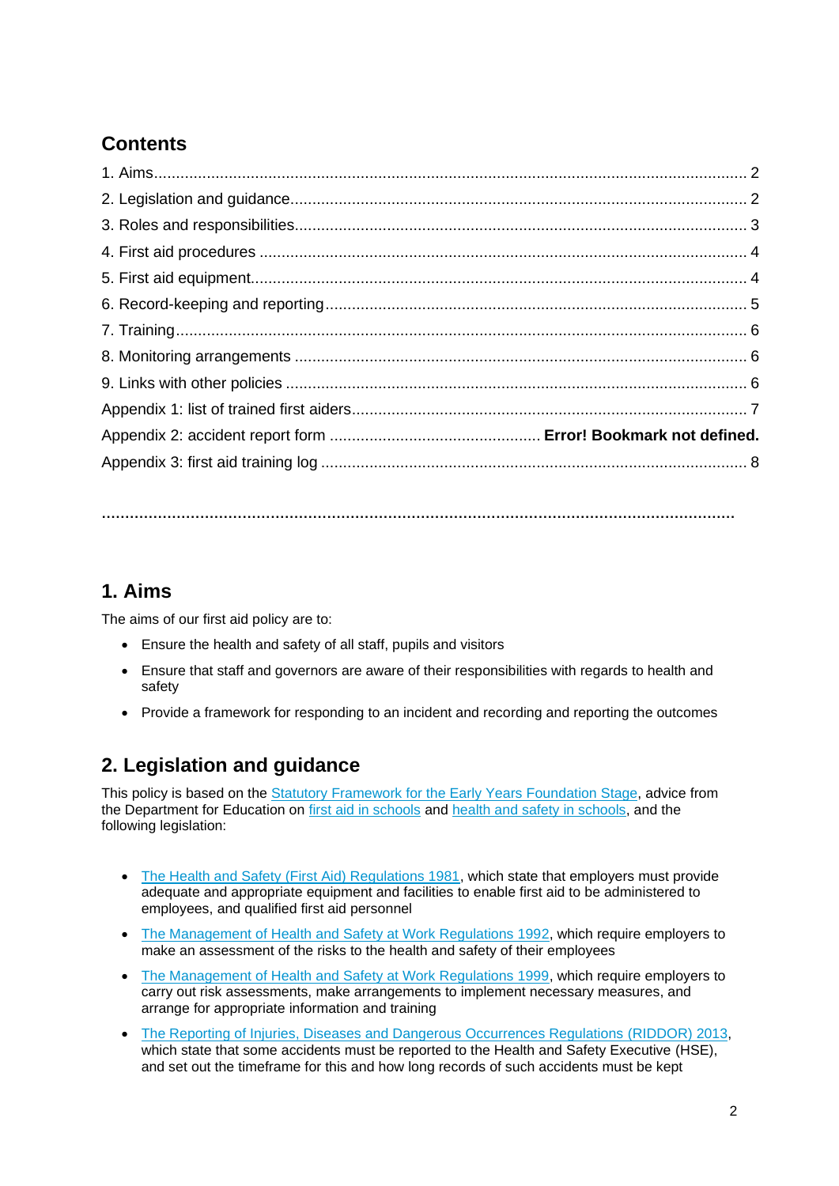## Contents

1. Aims .......... 2
2. Legislation and guidance .......... 2
3. Roles and responsibilities .......... 3
4. First aid procedures .......... 4
5. First aid equipment .......... 4
6. Record-keeping and reporting .......... 5
7. Training .......... 6
8. Monitoring arrangements .......... 6
9. Links with other policies .......... 6

Appendix 1: list of trained first aiders .......... 7

Appendix 2: accident report form .......... **Error! Bookmark not defined.**

Appendix 3: first aid training log .......... 8

## 1. Aims

The aims of our first aid policy are to:

- Ensure the health and safety of all staff, pupils and visitors
- Ensure that staff and governors are aware of their responsibilities with regards to health and safety
- Provide a framework for responding to an incident and recording and reporting the outcomes

## 2. Legislation and guidance

This policy is based on the Statutory Framework for the Early Years Foundation Stage, advice from the Department for Education on first aid in schools and health and safety in schools, and the following legislation:

- The Health and Safety (First Aid) Regulations 1981, which state that employers must provide adequate and appropriate equipment and facilities to enable first aid to be administered to employees, and qualified first aid personnel
- The Management of Health and Safety at Work Regulations 1992, which require employers to make an assessment of the risks to the health and safety of their employees
- The Management of Health and Safety at Work Regulations 1999, which require employers to carry out risk assessments, make arrangements to implement necessary measures, and arrange for appropriate information and training
- The Reporting of Injuries, Diseases and Dangerous Occurrences Regulations (RIDDOR) 2013, which state that some accidents must be reported to the Health and Safety Executive (HSE), and set out the timeframe for this and how long records of such accidents must be kept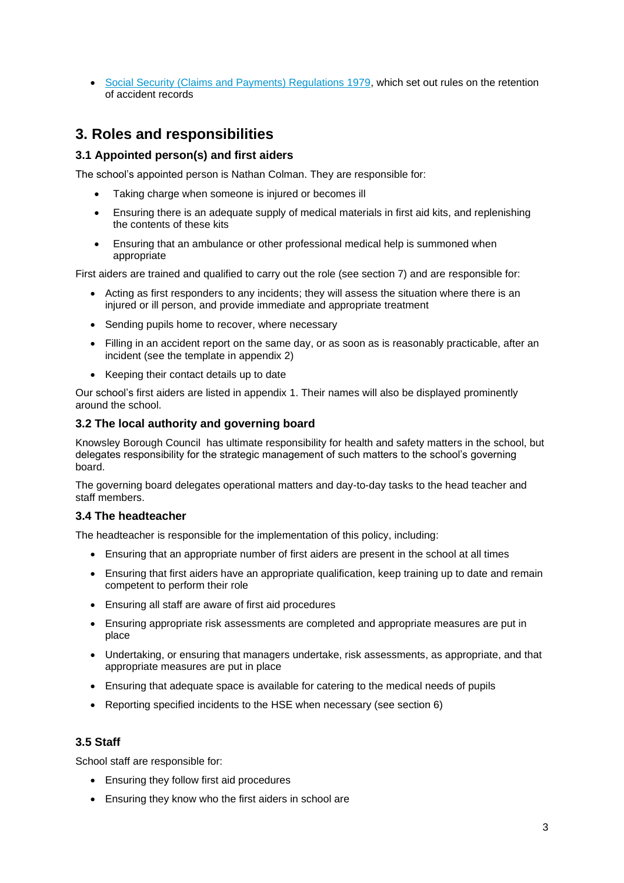- [Social Security (Claims and Payments) Regulations 1979](), which set out rules on the retention of accident records

## 3. Roles and responsibilities

### 3.1 Appointed person(s) and first aiders

The school's appointed person is Nathan Colman. They are responsible for:

- Taking charge when someone is injured or becomes ill
- Ensuring there is an adequate supply of medical materials in first aid kits, and replenishing the contents of these kits
- Ensuring that an ambulance or other professional medical help is summoned when appropriate

First aiders are trained and qualified to carry out the role (see section 7) and are responsible for:

- Acting as first responders to any incidents; they will assess the situation where there is an injured or ill person, and provide immediate and appropriate treatment
- Sending pupils home to recover, where necessary
- Filling in an accident report on the same day, or as soon as is reasonably practicable, after an incident (see the template in appendix 2)
- Keeping their contact details up to date

Our school's first aiders are listed in appendix 1. Their names will also be displayed prominently around the school.

### 3.2 The local authority and governing board

Knowsley Borough Council has ultimate responsibility for health and safety matters in the school, but delegates responsibility for the strategic management of such matters to the school's governing board.

The governing board delegates operational matters and day-to-day tasks to the head teacher and staff members.

### 3.4 The headteacher

The headteacher is responsible for the implementation of this policy, including:

- Ensuring that an appropriate number of first aiders are present in the school at all times
- Ensuring that first aiders have an appropriate qualification, keep training up to date and remain competent to perform their role
- Ensuring all staff are aware of first aid procedures
- Ensuring appropriate risk assessments are completed and appropriate measures are put in place
- Undertaking, or ensuring that managers undertake, risk assessments, as appropriate, and that appropriate measures are put in place
- Ensuring that adequate space is available for catering to the medical needs of pupils
- Reporting specified incidents to the HSE when necessary (see section 6)

### 3.5 Staff

School staff are responsible for:

- Ensuring they follow first aid procedures
- Ensuring they know who the first aiders in school are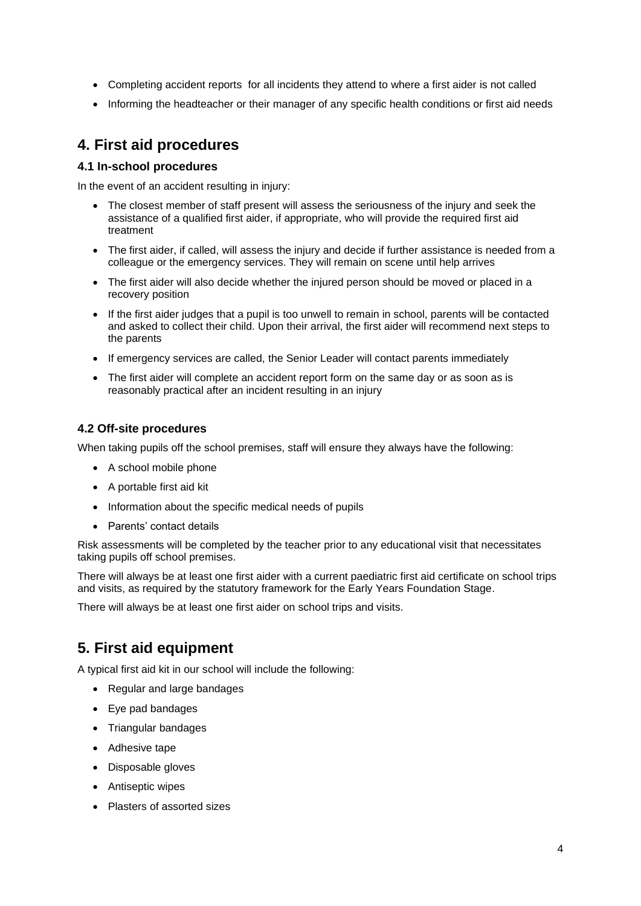- Completing accident reports for all incidents they attend to where a first aider is not called
- Informing the headteacher or their manager of any specific health conditions or first aid needs

## 4. First aid procedures

### 4.1 In-school procedures

In the event of an accident resulting in injury:

- The closest member of staff present will assess the seriousness of the injury and seek the assistance of a qualified first aider, if appropriate, who will provide the required first aid treatment
- The first aider, if called, will assess the injury and decide if further assistance is needed from a colleague or the emergency services. They will remain on scene until help arrives
- The first aider will also decide whether the injured person should be moved or placed in a recovery position
- If the first aider judges that a pupil is too unwell to remain in school, parents will be contacted and asked to collect their child. Upon their arrival, the first aider will recommend next steps to the parents
- If emergency services are called, the Senior Leader will contact parents immediately
- The first aider will complete an accident report form on the same day or as soon as is reasonably practical after an incident resulting in an injury

### 4.2 Off-site procedures

When taking pupils off the school premises, staff will ensure they always have the following:

- A school mobile phone
- A portable first aid kit
- Information about the specific medical needs of pupils
- Parents' contact details

Risk assessments will be completed by the teacher prior to any educational visit that necessitates taking pupils off school premises.

There will always be at least one first aider with a current paediatric first aid certificate on school trips and visits, as required by the statutory framework for the Early Years Foundation Stage.

There will always be at least one first aider on school trips and visits.

## 5. First aid equipment

A typical first aid kit in our school will include the following:

- Regular and large bandages
- Eye pad bandages
- Triangular bandages
- Adhesive tape
- Disposable gloves
- Antiseptic wipes
- Plasters of assorted sizes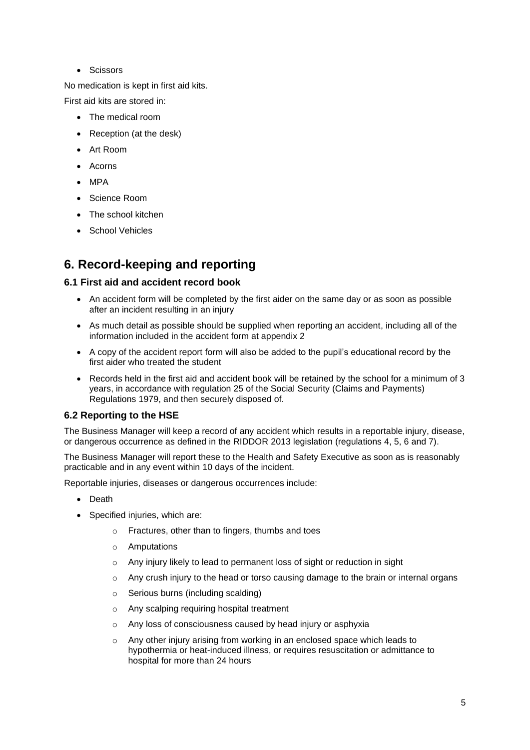- Scissors

No medication is kept in first aid kits.

First aid kits are stored in:

- The medical room
- Reception (at the desk)
- Art Room
- Acorns
- MPA
- Science Room
- The school kitchen
- School Vehicles

## 6. Record-keeping and reporting

### 6.1 First aid and accident record book

- An accident form will be completed by the first aider on the same day or as soon as possible after an incident resulting in an injury
- As much detail as possible should be supplied when reporting an accident, including all of the information included in the accident form at appendix 2
- A copy of the accident report form will also be added to the pupil's educational record by the first aider who treated the student
- Records held in the first aid and accident book will be retained by the school for a minimum of 3 years, in accordance with regulation 25 of the Social Security (Claims and Payments) Regulations 1979, and then securely disposed of.

### 6.2 Reporting to the HSE

The Business Manager will keep a record of any accident which results in a reportable injury, disease, or dangerous occurrence as defined in the RIDDOR 2013 legislation (regulations 4, 5, 6 and 7).

The Business Manager will report these to the Health and Safety Executive as soon as is reasonably practicable and in any event within 10 days of the incident.

Reportable injuries, diseases or dangerous occurrences include:

- Death
- Specified injuries, which are:
  - Fractures, other than to fingers, thumbs and toes
  - Amputations
  - Any injury likely to lead to permanent loss of sight or reduction in sight
  - Any crush injury to the head or torso causing damage to the brain or internal organs
  - Serious burns (including scalding)
  - Any scalping requiring hospital treatment
  - Any loss of consciousness caused by head injury or asphyxia
  - Any other injury arising from working in an enclosed space which leads to hypothermia or heat-induced illness, or requires resuscitation or admittance to hospital for more than 24 hours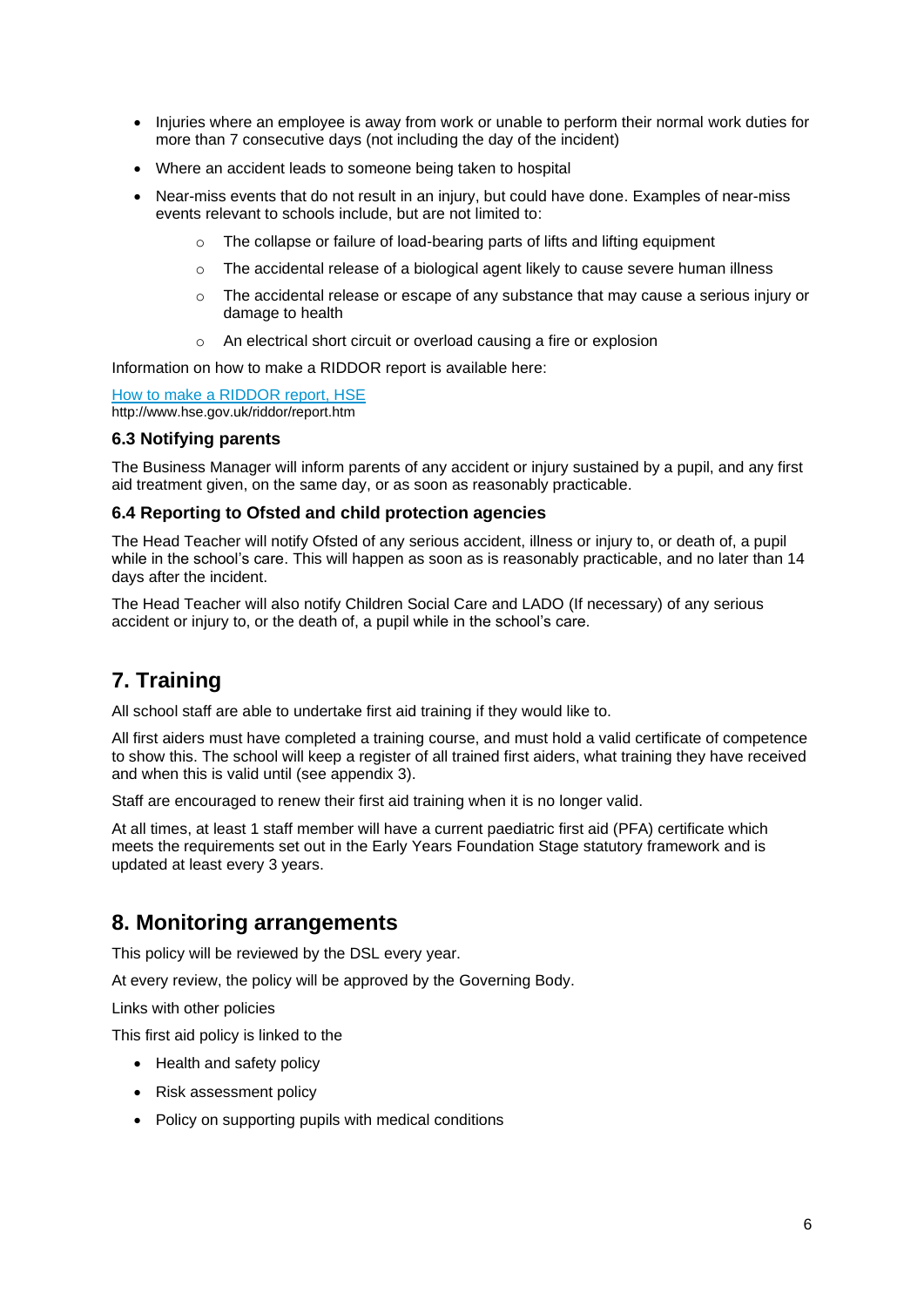- Injuries where an employee is away from work or unable to perform their normal work duties for more than 7 consecutive days (not including the day of the incident)
- Where an accident leads to someone being taken to hospital
- Near-miss events that do not result in an injury, but could have done. Examples of near-miss events relevant to schools include, but are not limited to:
  - The collapse or failure of load-bearing parts of lifts and lifting equipment
  - The accidental release of a biological agent likely to cause severe human illness
  - The accidental release or escape of any substance that may cause a serious injury or damage to health
  - An electrical short circuit or overload causing a fire or explosion

Information on how to make a RIDDOR report is available here:

[How to make a RIDDOR report, HSE](http://www.hse.gov.uk/riddor/report.htm)
http://www.hse.gov.uk/riddor/report.htm

### 6.3 Notifying parents

The Business Manager will inform parents of any accident or injury sustained by a pupil, and any first aid treatment given, on the same day, or as soon as reasonably practicable.

### 6.4 Reporting to Ofsted and child protection agencies

The Head Teacher will notify Ofsted of any serious accident, illness or injury to, or death of, a pupil while in the school's care. This will happen as soon as is reasonably practicable, and no later than 14 days after the incident.

The Head Teacher will also notify Children Social Care and LADO (If necessary) of any serious accident or injury to, or the death of, a pupil while in the school's care.

## 7. Training

All school staff are able to undertake first aid training if they would like to.

All first aiders must have completed a training course, and must hold a valid certificate of competence to show this. The school will keep a register of all trained first aiders, what training they have received and when this is valid until (see appendix 3).

Staff are encouraged to renew their first aid training when it is no longer valid.

At all times, at least 1 staff member will have a current paediatric first aid (PFA) certificate which meets the requirements set out in the Early Years Foundation Stage statutory framework and is updated at least every 3 years.

## 8. Monitoring arrangements

This policy will be reviewed by the DSL every year.

At every review, the policy will be approved by the Governing Body.

Links with other policies

This first aid policy is linked to the

- Health and safety policy
- Risk assessment policy
- Policy on supporting pupils with medical conditions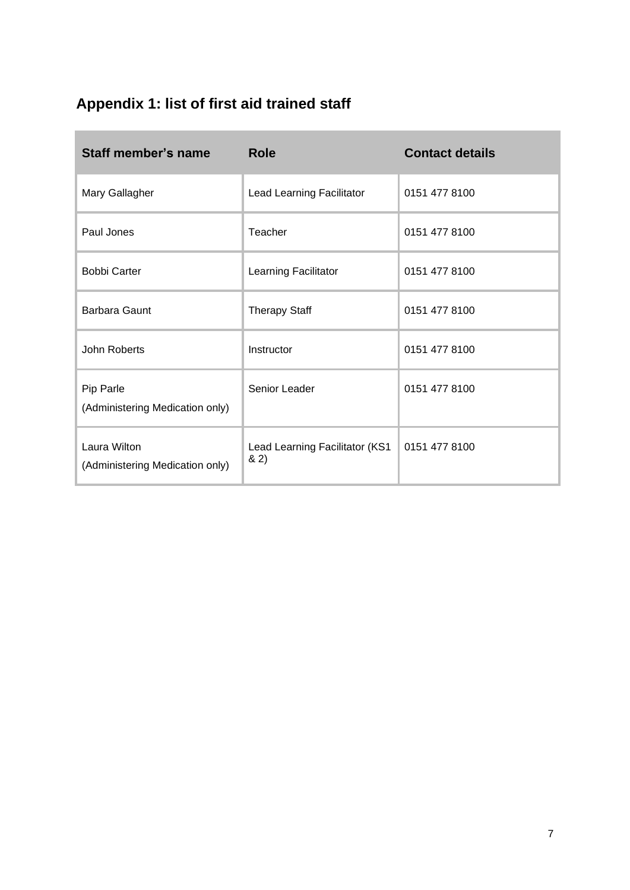## Appendix 1: list of first aid trained staff

| Staff member's name | Role | Contact details |
| --- | --- | --- |
| Mary Gallagher | Lead Learning Facilitator | 0151 477 8100 |
| Paul Jones | Teacher | 0151 477 8100 |
| Bobbi Carter | Learning Facilitator | 0151 477 8100 |
| Barbara Gaunt | Therapy Staff | 0151 477 8100 |
| John Roberts | Instructor | 0151 477 8100 |
| Pip Parle (Administering Medication only) | Senior Leader | 0151 477 8100 |
| Laura Wilton (Administering Medication only) | Lead Learning Facilitator (KS1 & 2) | 0151 477 8100 |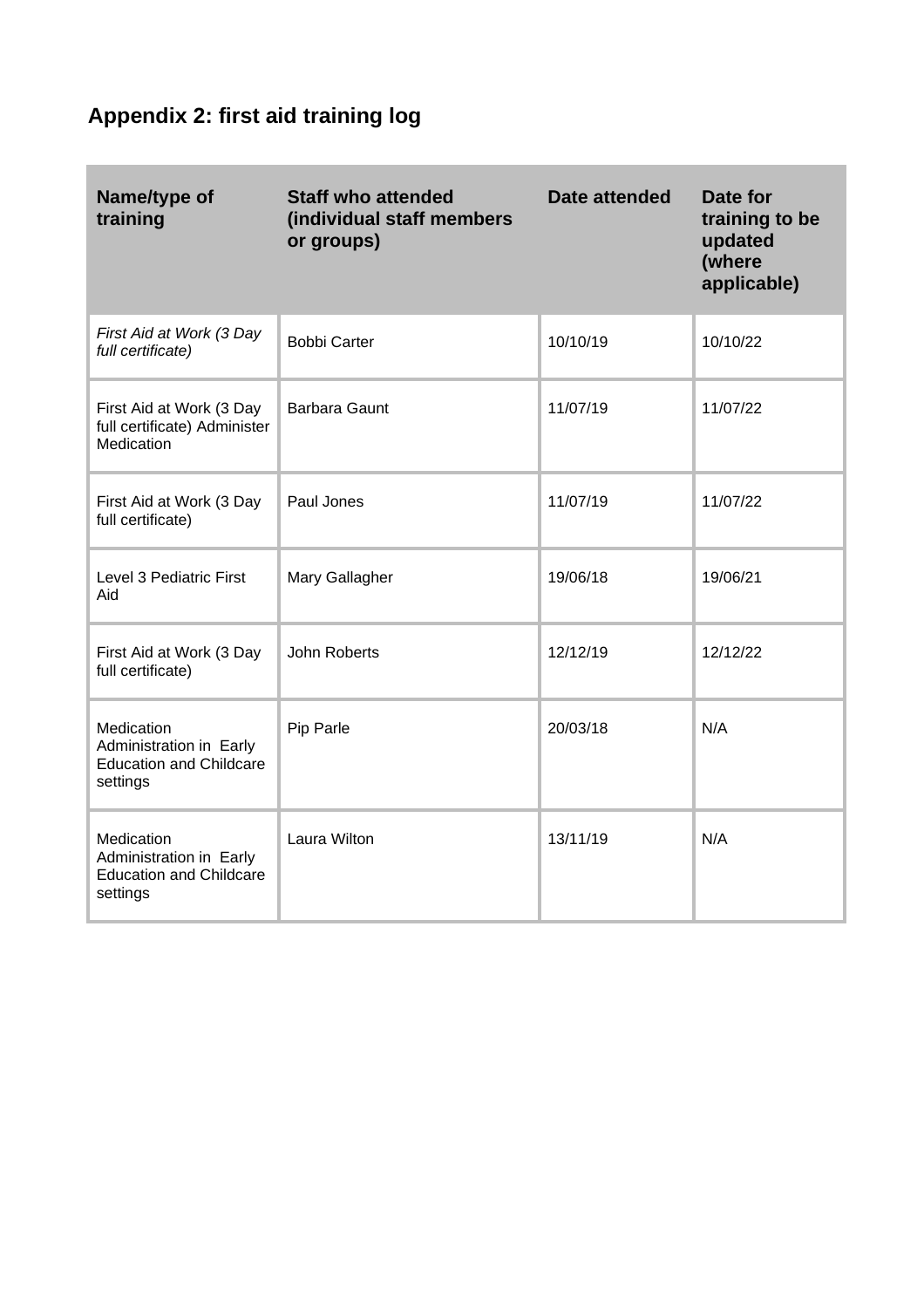## Appendix 2: first aid training log

| Name/type of training | Staff who attended (individual staff members or groups) | Date attended | Date for training to be updated (where applicable) |
|---|---|---|---|
| *First Aid at Work (3 Day full certificate)* | Bobbi Carter | 10/10/19 | 10/10/22 |
| First Aid at Work (3 Day full certificate) Administer Medication | Barbara Gaunt | 11/07/19 | 11/07/22 |
| First Aid at Work (3 Day full certificate) | Paul Jones | 11/07/19 | 11/07/22 |
| Level 3 Pediatric First Aid | Mary Gallagher | 19/06/18 | 19/06/21 |
| First Aid at Work (3 Day full certificate) | John Roberts | 12/12/19 | 12/12/22 |
| Medication Administration in Early Education and Childcare settings | Pip Parle | 20/03/18 | N/A |
| Medication Administration in Early Education and Childcare settings | Laura Wilton | 13/11/19 | N/A |